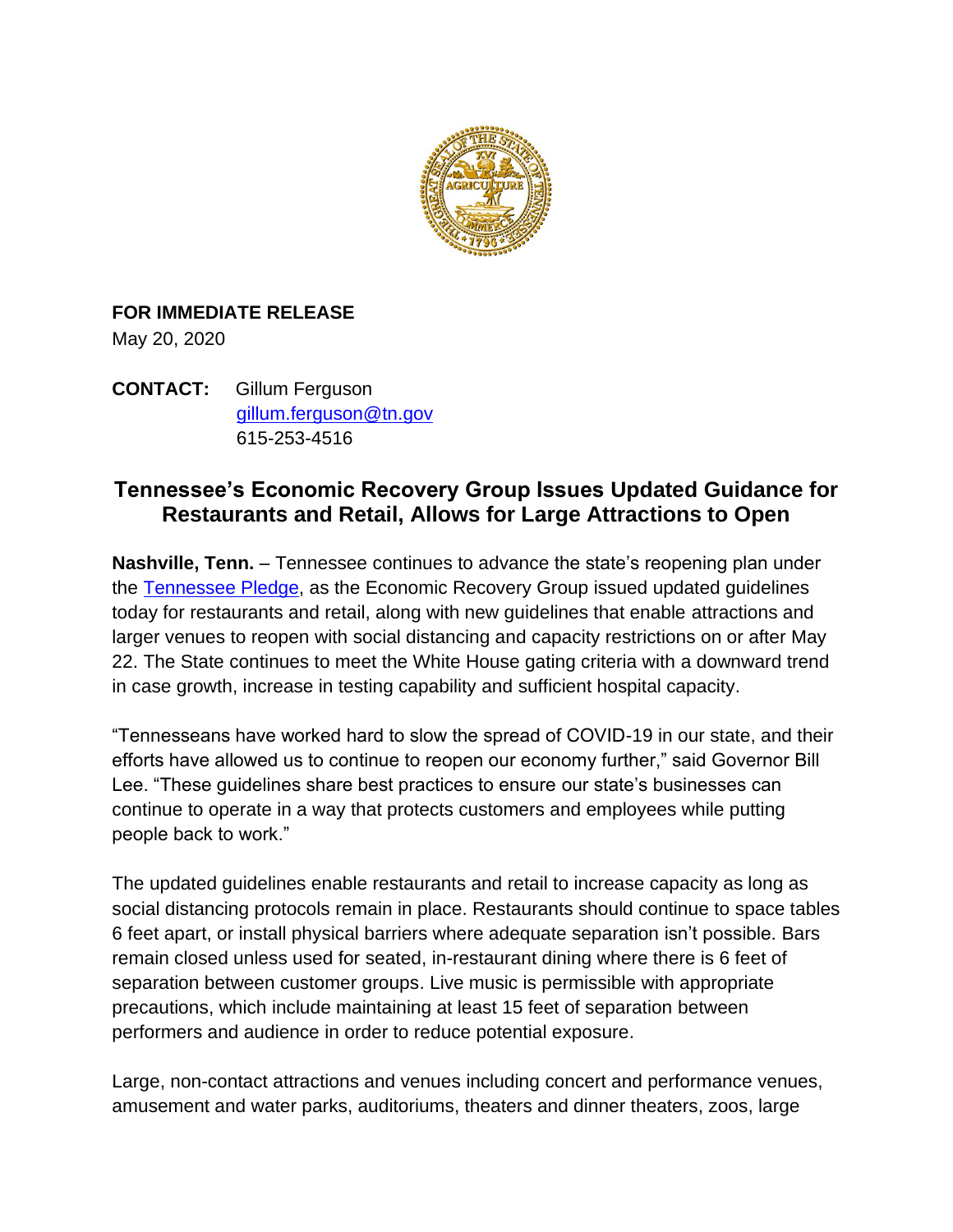**FOR IMMEDIATE RELEASE**
May 20, 2020

**CONTACT:** Gillum Ferguson
gillum.ferguson@tn.gov
615-253-4516

## Tennessee's Economic Recovery Group Issues Updated Guidance for Restaurants and Retail, Allows for Large Attractions to Open

**Nashville, Tenn.** – Tennessee continues to advance the state's reopening plan under the [Tennessee Pledge](), as the Economic Recovery Group issued updated guidelines today for restaurants and retail, along with new guidelines that enable attractions and larger venues to reopen with social distancing and capacity restrictions on or after May 22. The State continues to meet the White House gating criteria with a downward trend in case growth, increase in testing capability and sufficient hospital capacity.

"Tennesseans have worked hard to slow the spread of COVID-19 in our state, and their efforts have allowed us to continue to reopen our economy further," said Governor Bill Lee. "These guidelines share best practices to ensure our state's businesses can continue to operate in a way that protects customers and employees while putting people back to work."

The updated guidelines enable restaurants and retail to increase capacity as long as social distancing protocols remain in place. Restaurants should continue to space tables 6 feet apart, or install physical barriers where adequate separation isn't possible. Bars remain closed unless used for seated, in-restaurant dining where there is 6 feet of separation between customer groups. Live music is permissible with appropriate precautions, which include maintaining at least 15 feet of separation between performers and audience in order to reduce potential exposure.

Large, non-contact attractions and venues including concert and performance venues, amusement and water parks, auditoriums, theaters and dinner theaters, zoos, large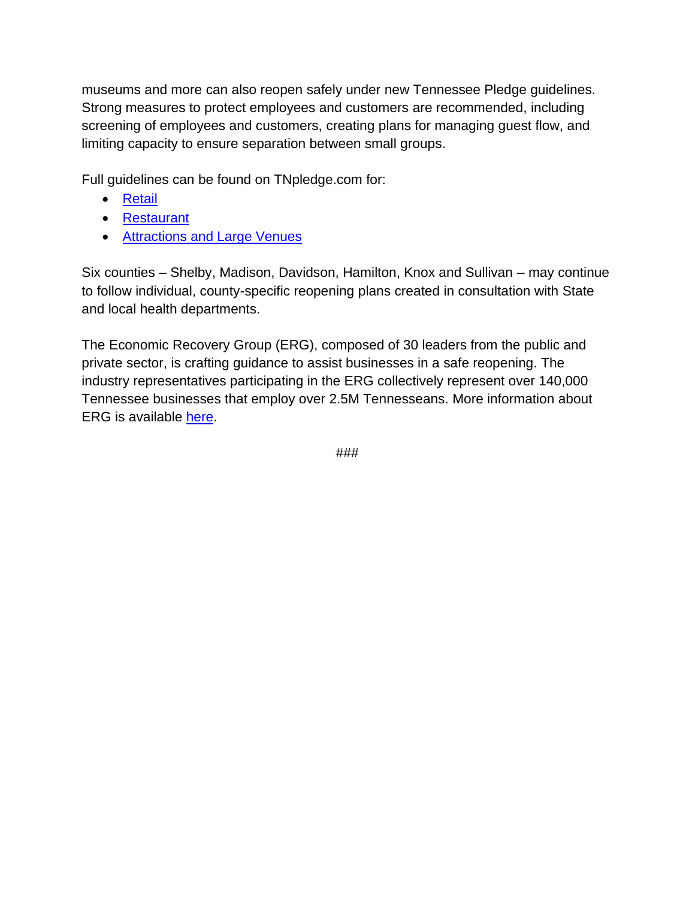museums and more can also reopen safely under new Tennessee Pledge guidelines. Strong measures to protect employees and customers are recommended, including screening of employees and customers, creating plans for managing guest flow, and limiting capacity to ensure separation between small groups.

Full guidelines can be found on TNpledge.com for:

- Retail
- Restaurant
- Attractions and Large Venues

Six counties – Shelby, Madison, Davidson, Hamilton, Knox and Sullivan – may continue to follow individual, county-specific reopening plans created in consultation with State and local health departments.

The Economic Recovery Group (ERG), composed of 30 leaders from the public and private sector, is crafting guidance to assist businesses in a safe reopening. The industry representatives participating in the ERG collectively represent over 140,000 Tennessee businesses that employ over 2.5M Tennesseans. More information about ERG is available here.

###